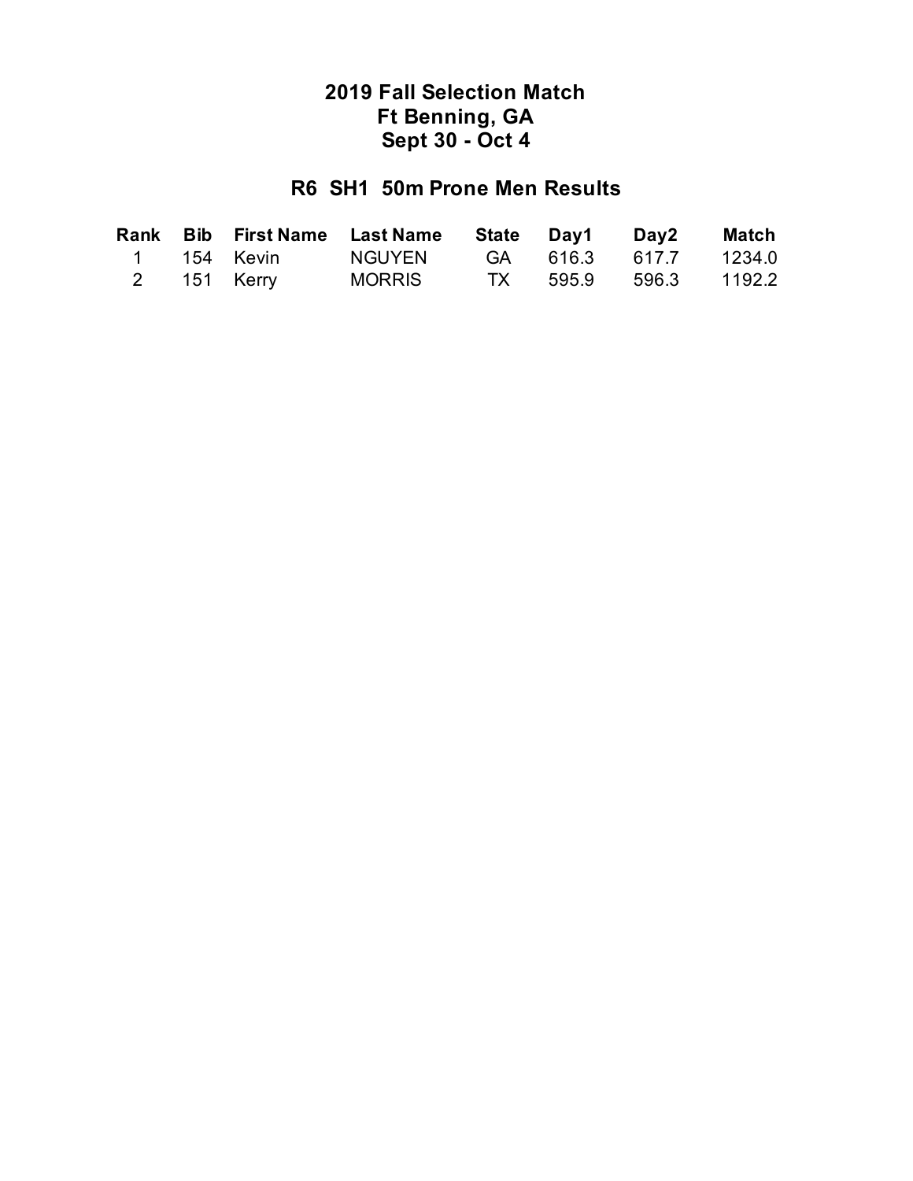# 2019 Fall Selection Match
# Ft Benning, GA
# Sept 30 - Oct 4

## R6 SH1 50m Prone Men Results

| Rank | Bib | First Name | Last Name | State | Day1 | Day2 | Match |
|---|---|---|---|---|---|---|---|
| 1 | 154 | Kevin | NGUYEN | GA | 616.3 | 617.7 | 1234.0 |
| 2 | 151 | Kerry | MORRIS | TX | 595.9 | 596.3 | 1192.2 |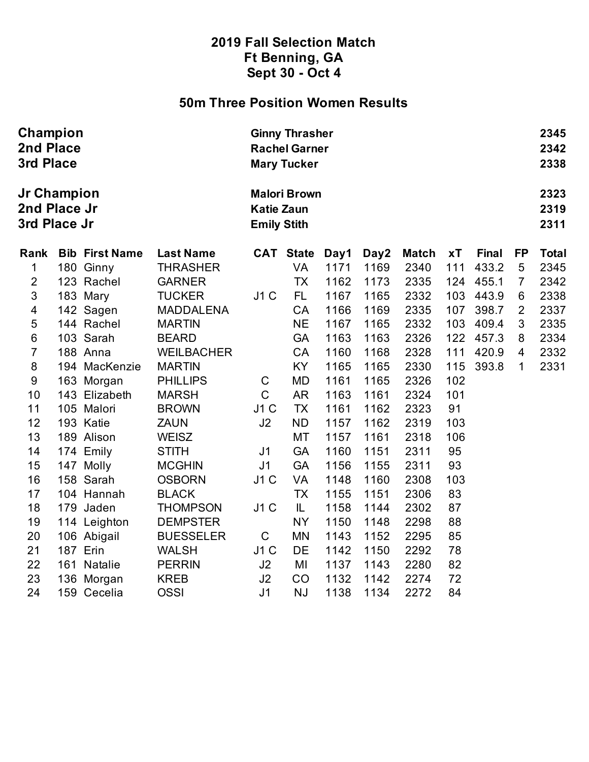# 2019 Fall Selection Match

## Ft Benning, GA

## Sept 30 - Oct 4

## 50m Three Position Women Results

| | | |
|---|---|---|
| **Champion** | **Ginny Thrasher** | **2345** |
| **2nd Place** | **Rachel Garner** | **2342** |
| **3rd Place** | **Mary Tucker** | **2338** |
| | | |
| **Jr Champion** | **Malori Brown** | **2323** |
| **2nd Place Jr** | **Katie Zaun** | **2319** |
| **3rd Place Jr** | **Emily Stith** | **2311** |

| Rank | Bib | First Name | Last Name | CAT | State | Day1 | Day2 | Match | xT | Final | FP | Total |
|---|---|---|---|---|---|---|---|---|---|---|---|---|
| 1 | 180 | Ginny | THRASHER | | VA | 1171 | 1169 | 2340 | 111 | 433.2 | 5 | 2345 |
| 2 | 123 | Rachel | GARNER | | TX | 1162 | 1173 | 2335 | 124 | 455.1 | 7 | 2342 |
| 3 | 183 | Mary | TUCKER | J1 C | FL | 1167 | 1165 | 2332 | 103 | 443.9 | 6 | 2338 |
| 4 | 142 | Sagen | MADDALENA | | CA | 1166 | 1169 | 2335 | 107 | 398.7 | 2 | 2337 |
| 5 | 144 | Rachel | MARTIN | | NE | 1167 | 1165 | 2332 | 103 | 409.4 | 3 | 2335 |
| 6 | 103 | Sarah | BEARD | | GA | 1163 | 1163 | 2326 | 122 | 457.3 | 8 | 2334 |
| 7 | 188 | Anna | WEILBACHER | | CA | 1160 | 1168 | 2328 | 111 | 420.9 | 4 | 2332 |
| 8 | 194 | MacKenzie | MARTIN | | KY | 1165 | 1165 | 2330 | 115 | 393.8 | 1 | 2331 |
| 9 | 163 | Morgan | PHILLIPS | C | MD | 1161 | 1165 | 2326 | 102 | | | |
| 10 | 143 | Elizabeth | MARSH | C | AR | 1163 | 1161 | 2324 | 101 | | | |
| 11 | 105 | Malori | BROWN | J1 C | TX | 1161 | 1162 | 2323 | 91 | | | |
| 12 | 193 | Katie | ZAUN | J2 | ND | 1157 | 1162 | 2319 | 103 | | | |
| 13 | 189 | Alison | WEISZ | | MT | 1157 | 1161 | 2318 | 106 | | | |
| 14 | 174 | Emily | STITH | J1 | GA | 1160 | 1151 | 2311 | 95 | | | |
| 15 | 147 | Molly | MCGHIN | J1 | GA | 1156 | 1155 | 2311 | 93 | | | |
| 16 | 158 | Sarah | OSBORN | J1 C | VA | 1148 | 1160 | 2308 | 103 | | | |
| 17 | 104 | Hannah | BLACK | | TX | 1155 | 1151 | 2306 | 83 | | | |
| 18 | 179 | Jaden | THOMPSON | J1 C | IL | 1158 | 1144 | 2302 | 87 | | | |
| 19 | 114 | Leighton | DEMPSTER | | NY | 1150 | 1148 | 2298 | 88 | | | |
| 20 | 106 | Abigail | BUESSELER | C | MN | 1143 | 1152 | 2295 | 85 | | | |
| 21 | 187 | Erin | WALSH | J1 C | DE | 1142 | 1150 | 2292 | 78 | | | |
| 22 | 161 | Natalie | PERRIN | J2 | MI | 1137 | 1143 | 2280 | 82 | | | |
| 23 | 136 | Morgan | KREB | J2 | CO | 1132 | 1142 | 2274 | 72 | | | |
| 24 | 159 | Cecelia | OSSI | J1 | NJ | 1138 | 1134 | 2272 | 84 | | | |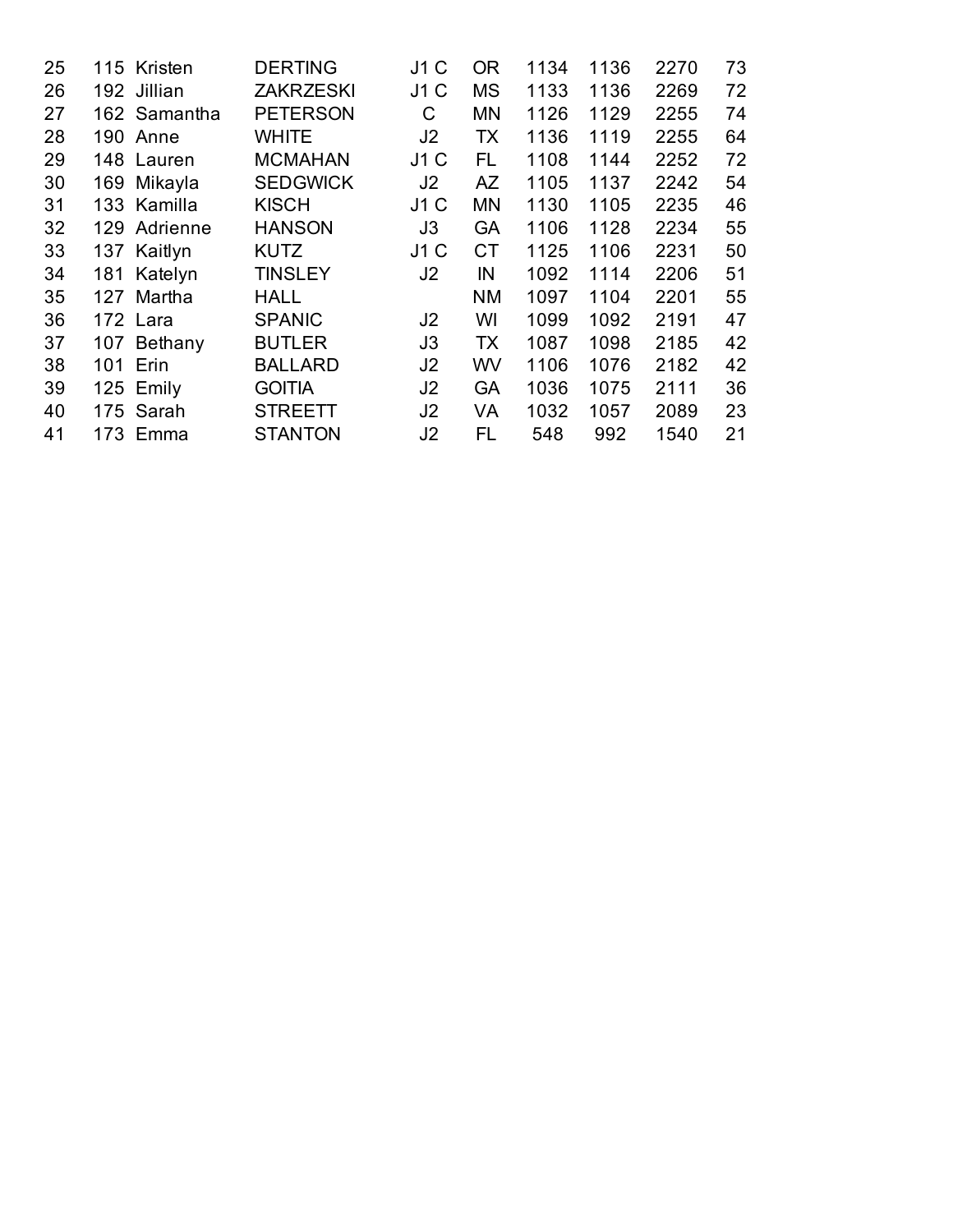| | | | | | | | | | |
|---|---|---|---|---|---|---|---|---|---|
| 25 | 115 | Kristen | DERTING | J1 C | OR | 1134 | 1136 | 2270 | 73 |
| 26 | 192 | Jillian | ZAKRZESKI | J1 C | MS | 1133 | 1136 | 2269 | 72 |
| 27 | 162 | Samantha | PETERSON | C | MN | 1126 | 1129 | 2255 | 74 |
| 28 | 190 | Anne | WHITE | J2 | TX | 1136 | 1119 | 2255 | 64 |
| 29 | 148 | Lauren | MCMAHAN | J1 C | FL | 1108 | 1144 | 2252 | 72 |
| 30 | 169 | Mikayla | SEDGWICK | J2 | AZ | 1105 | 1137 | 2242 | 54 |
| 31 | 133 | Kamilla | KISCH | J1 C | MN | 1130 | 1105 | 2235 | 46 |
| 32 | 129 | Adrienne | HANSON | J3 | GA | 1106 | 1128 | 2234 | 55 |
| 33 | 137 | Kaitlyn | KUTZ | J1 C | CT | 1125 | 1106 | 2231 | 50 |
| 34 | 181 | Katelyn | TINSLEY | J2 | IN | 1092 | 1114 | 2206 | 51 |
| 35 | 127 | Martha | HALL | | NM | 1097 | 1104 | 2201 | 55 |
| 36 | 172 | Lara | SPANIC | J2 | WI | 1099 | 1092 | 2191 | 47 |
| 37 | 107 | Bethany | BUTLER | J3 | TX | 1087 | 1098 | 2185 | 42 |
| 38 | 101 | Erin | BALLARD | J2 | WV | 1106 | 1076 | 2182 | 42 |
| 39 | 125 | Emily | GOITIA | J2 | GA | 1036 | 1075 | 2111 | 36 |
| 40 | 175 | Sarah | STREETT | J2 | VA | 1032 | 1057 | 2089 | 23 |
| 41 | 173 | Emma | STANTON | J2 | FL | 548 | 992 | 1540 | 21 |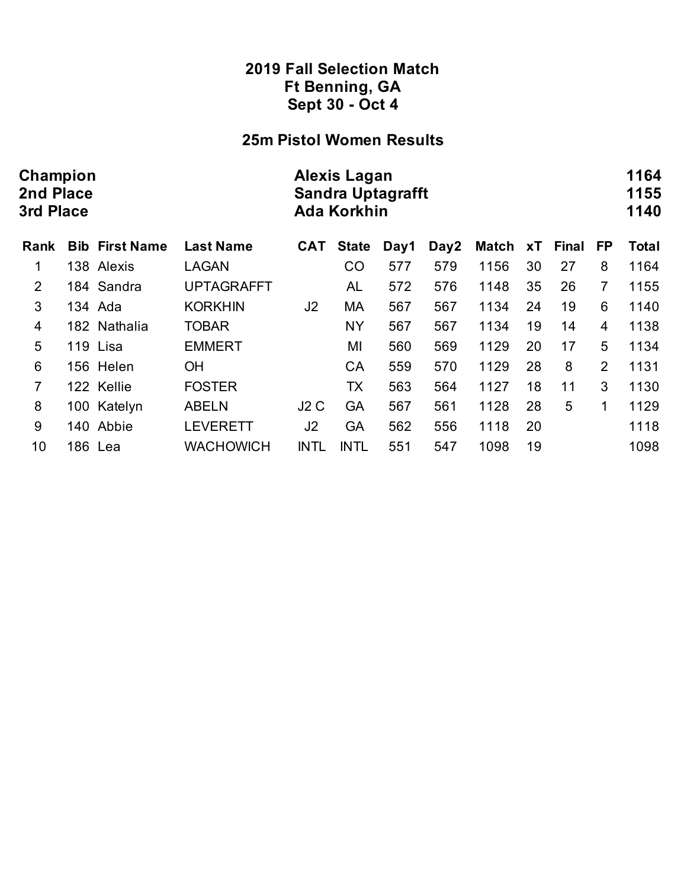## 2019 Fall Selection Match
## Ft Benning, GA
## Sept 30 - Oct 4

### 25m Pistol Women Results

| | | |
|---|---|---|
| **Champion** | **Alexis Lagan** | **1164** |
| **2nd Place** | **Sandra Uptagrafft** | **1155** |
| **3rd Place** | **Ada Korkhin** | **1140** |

| Rank | Bib | First Name | Last Name | CAT | State | Day1 | Day2 | Match | xT | Final | FP | Total |
|---|---|---|---|---|---|---|---|---|---|---|---|---|
| 1 | 138 | Alexis | LAGAN | | CO | 577 | 579 | 1156 | 30 | 27 | 8 | 1164 |
| 2 | 184 | Sandra | UPTAGRAFFT | | AL | 572 | 576 | 1148 | 35 | 26 | 7 | 1155 |
| 3 | 134 | Ada | KORKHIN | J2 | MA | 567 | 567 | 1134 | 24 | 19 | 6 | 1140 |
| 4 | 182 | Nathalia | TOBAR | | NY | 567 | 567 | 1134 | 19 | 14 | 4 | 1138 |
| 5 | 119 | Lisa | EMMERT | | MI | 560 | 569 | 1129 | 20 | 17 | 5 | 1134 |
| 6 | 156 | Helen | OH | | CA | 559 | 570 | 1129 | 28 | 8 | 2 | 1131 |
| 7 | 122 | Kellie | FOSTER | | TX | 563 | 564 | 1127 | 18 | 11 | 3 | 1130 |
| 8 | 100 | Katelyn | ABELN | J2 C | GA | 567 | 561 | 1128 | 28 | 5 | 1 | 1129 |
| 9 | 140 | Abbie | LEVERETT | J2 | GA | 562 | 556 | 1118 | 20 | | | 1118 |
| 10 | 186 | Lea | WACHOWICH | INTL | INTL | 551 | 547 | 1098 | 19 | | | 1098 |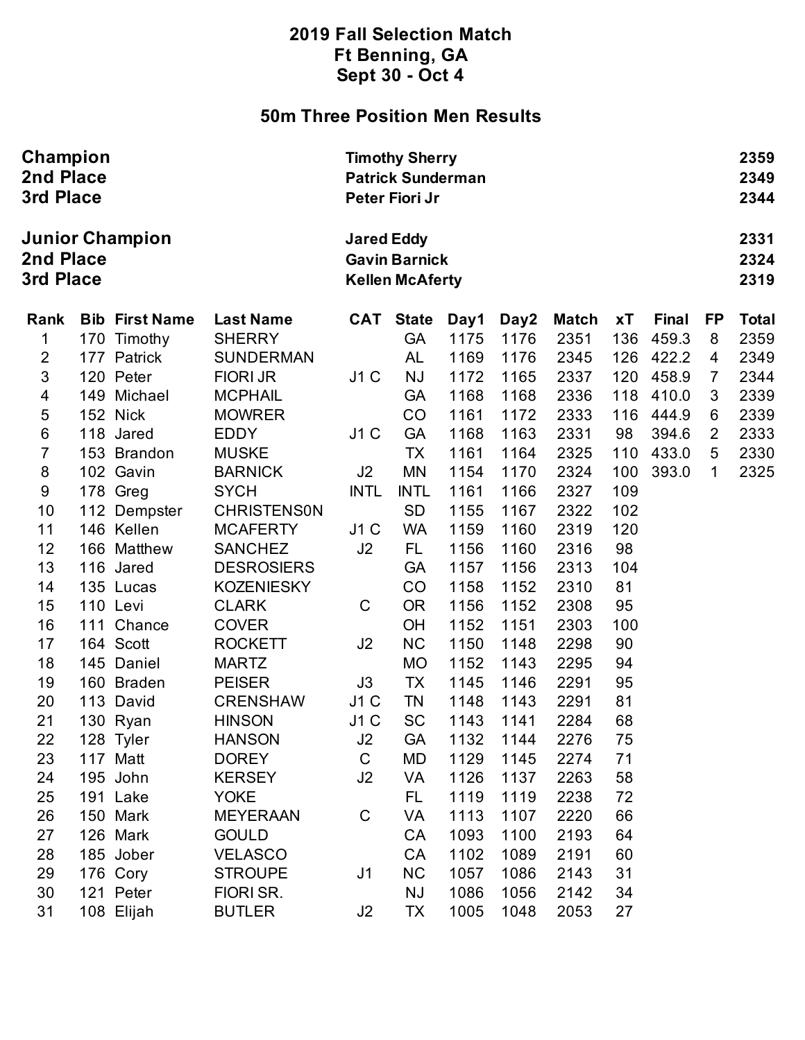# 2019 Fall Selection Match
## Ft Benning, GA
## Sept 30 - Oct 4

## 50m Three Position Men Results

| | | |
|---|---|---|
| **Champion** | **Timothy Sherry** | **2359** |
| **2nd Place** | **Patrick Sunderman** | **2349** |
| **3rd Place** | **Peter Fiori Jr** | **2344** |
| | | |
| **Junior Champion** | **Jared Eddy** | **2331** |
| **2nd Place** | **Gavin Barnick** | **2324** |
| **3rd Place** | **Kellen McAferty** | **2319** |

| Rank | Bib | First Name | Last Name | CAT | State | Day1 | Day2 | Match | xT | Final | FP | Total |
|---|---|---|---|---|---|---|---|---|---|---|---|---|
| 1 | 170 | Timothy | SHERRY | | GA | 1175 | 1176 | 2351 | 136 | 459.3 | 8 | 2359 |
| 2 | 177 | Patrick | SUNDERMAN | | AL | 1169 | 1176 | 2345 | 126 | 422.2 | 4 | 2349 |
| 3 | 120 | Peter | FIORI JR | J1 C | NJ | 1172 | 1165 | 2337 | 120 | 458.9 | 7 | 2344 |
| 4 | 149 | Michael | MCPHAIL | | GA | 1168 | 1168 | 2336 | 118 | 410.0 | 3 | 2339 |
| 5 | 152 | Nick | MOWRER | | CO | 1161 | 1172 | 2333 | 116 | 444.9 | 6 | 2339 |
| 6 | 118 | Jared | EDDY | J1 C | GA | 1168 | 1163 | 2331 | 98 | 394.6 | 2 | 2333 |
| 7 | 153 | Brandon | MUSKE | | TX | 1161 | 1164 | 2325 | 110 | 433.0 | 5 | 2330 |
| 8 | 102 | Gavin | BARNICK | J2 | MN | 1154 | 1170 | 2324 | 100 | 393.0 | 1 | 2325 |
| 9 | 178 | Greg | SYCH | INTL | INTL | 1161 | 1166 | 2327 | 109 | | | |
| 10 | 112 | Dempster | CHRISTENS0N | | SD | 1155 | 1167 | 2322 | 102 | | | |
| 11 | 146 | Kellen | MCAFERTY | J1 C | WA | 1159 | 1160 | 2319 | 120 | | | |
| 12 | 166 | Matthew | SANCHEZ | J2 | FL | 1156 | 1160 | 2316 | 98 | | | |
| 13 | 116 | Jared | DESROSIERS | | GA | 1157 | 1156 | 2313 | 104 | | | |
| 14 | 135 | Lucas | KOZENIESKY | | CO | 1158 | 1152 | 2310 | 81 | | | |
| 15 | 110 | Levi | CLARK | C | OR | 1156 | 1152 | 2308 | 95 | | | |
| 16 | 111 | Chance | COVER | | OH | 1152 | 1151 | 2303 | 100 | | | |
| 17 | 164 | Scott | ROCKETT | J2 | NC | 1150 | 1148 | 2298 | 90 | | | |
| 18 | 145 | Daniel | MARTZ | | MO | 1152 | 1143 | 2295 | 94 | | | |
| 19 | 160 | Braden | PEISER | J3 | TX | 1145 | 1146 | 2291 | 95 | | | |
| 20 | 113 | David | CRENSHAW | J1 C | TN | 1148 | 1143 | 2291 | 81 | | | |
| 21 | 130 | Ryan | HINSON | J1 C | SC | 1143 | 1141 | 2284 | 68 | | | |
| 22 | 128 | Tyler | HANSON | J2 | GA | 1132 | 1144 | 2276 | 75 | | | |
| 23 | 117 | Matt | DOREY | C | MD | 1129 | 1145 | 2274 | 71 | | | |
| 24 | 195 | John | KERSEY | J2 | VA | 1126 | 1137 | 2263 | 58 | | | |
| 25 | 191 | Lake | YOKE | | FL | 1119 | 1119 | 2238 | 72 | | | |
| 26 | 150 | Mark | MEYERAAN | C | VA | 1113 | 1107 | 2220 | 66 | | | |
| 27 | 126 | Mark | GOULD | | CA | 1093 | 1100 | 2193 | 64 | | | |
| 28 | 185 | Jober | VELASCO | | CA | 1102 | 1089 | 2191 | 60 | | | |
| 29 | 176 | Cory | STROUPE | J1 | NC | 1057 | 1086 | 2143 | 31 | | | |
| 30 | 121 | Peter | FIORI SR. | | NJ | 1086 | 1056 | 2142 | 34 | | | |
| 31 | 108 | Elijah | BUTLER | J2 | TX | 1005 | 1048 | 2053 | 27 | | | |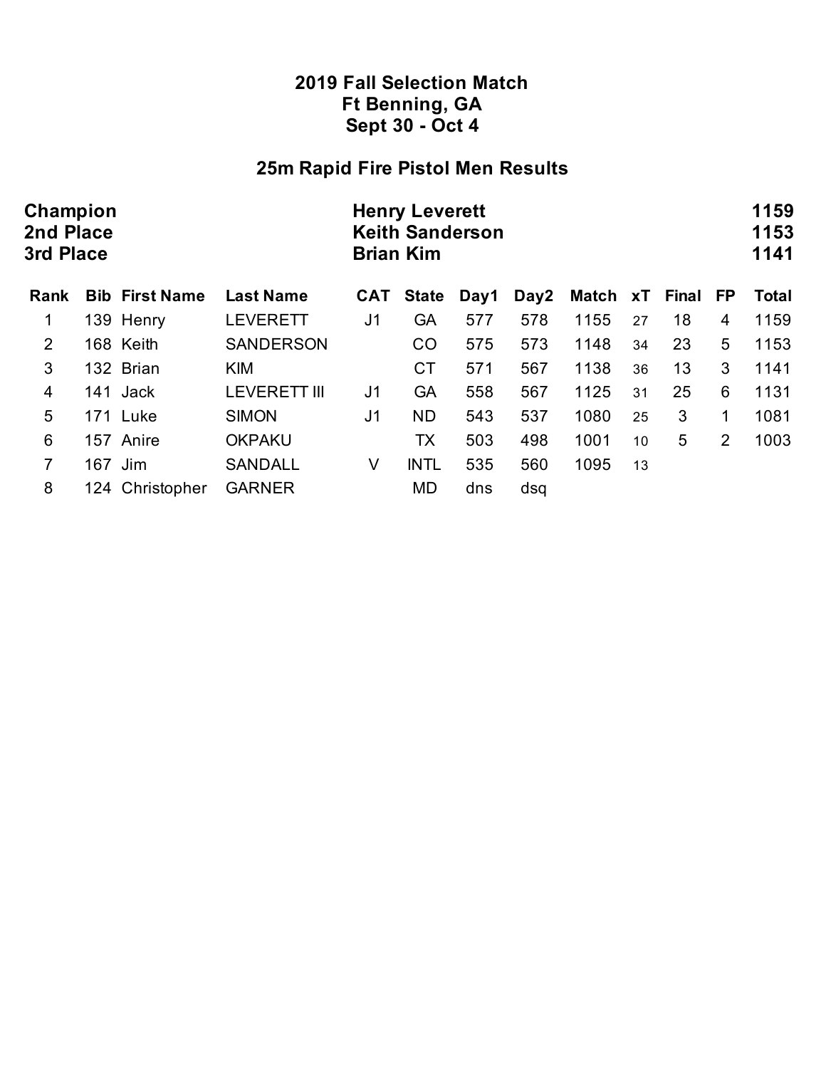## 2019 Fall Selection Match
## Ft Benning, GA
## Sept 30 - Oct 4

### 25m Rapid Fire Pistol Men Results

| | | |
|---|---|---|
| **Champion** | **Henry Leverett** | **1159** |
| **2nd Place** | **Keith Sanderson** | **1153** |
| **3rd Place** | **Brian Kim** | **1141** |

| Rank | Bib | First Name | Last Name | CAT | State | Day1 | Day2 | Match | xT | Final | FP | Total |
|---|---|---|---|---|---|---|---|---|---|---|---|---|
| 1 | 139 | Henry | LEVERETT | J1 | GA | 577 | 578 | 1155 | 27 | 18 | 4 | 1159 |
| 2 | 168 | Keith | SANDERSON | | CO | 575 | 573 | 1148 | 34 | 23 | 5 | 1153 |
| 3 | 132 | Brian | KIM | | CT | 571 | 567 | 1138 | 36 | 13 | 3 | 1141 |
| 4 | 141 | Jack | LEVERETT III | J1 | GA | 558 | 567 | 1125 | 31 | 25 | 6 | 1131 |
| 5 | 171 | Luke | SIMON | J1 | ND | 543 | 537 | 1080 | 25 | 3 | 1 | 1081 |
| 6 | 157 | Anire | OKPAKU | | TX | 503 | 498 | 1001 | 10 | 5 | 2 | 1003 |
| 7 | 167 | Jim | SANDALL | V | INTL | 535 | 560 | 1095 | 13 | | | |
| 8 | 124 | Christopher | GARNER | | MD | dns | dsq | | | | | |